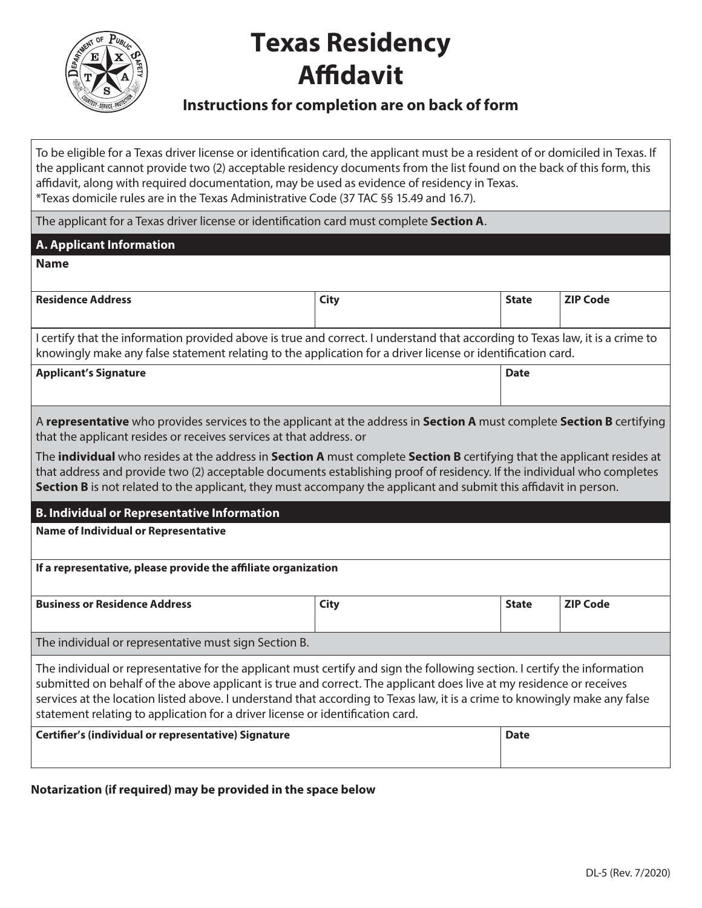# Texas Residency Affidavit

**Instructions for completion are on back of form**

To be eligible for a Texas driver license or identification card, the applicant must be a resident of or domiciled in Texas. If the applicant cannot provide two (2) acceptable residency documents from the list found on the back of this form, this affidavit, along with required documentation, may be used as evidence of residency in Texas.
*Texas domicile rules are in the Texas Administrative Code (37 TAC §§ 15.49 and 16.7).

The applicant for a Texas driver license or identification card must complete **Section A**.

## A. Applicant Information

| **Name** | | | |
|---|---|---|---|
| | | | |

| **Residence Address** | **City** | **State** | **ZIP Code** |
|---|---|---|---|
| | | | |

I certify that the information provided above is true and correct. I understand that according to Texas law, it is a crime to knowingly make any false statement relating to the application for a driver license or identification card.

| **Applicant's Signature** | **Date** |
|---|---|
| | |

A **representative** who provides services to the applicant at the address in **Section A** must complete **Section B** certifying that the applicant resides or receives services at that address. or

The **individual** who resides at the address in **Section A** must complete **Section B** certifying that the applicant resides at that address and provide two (2) acceptable documents establishing proof of residency. If the individual who completes **Section B** is not related to the applicant, they must accompany the applicant and submit this affidavit in person.

## B. Individual or Representative Information

| **Name of Individual or Representative** |
|---|
| |

| **If a representative, please provide the affiliate organization** |
|---|
| |

| **Business or Residence Address** | **City** | **State** | **ZIP Code** |
|---|---|---|---|
| | | | |

The individual or representative must sign Section B.

The individual or representative for the applicant must certify and sign the following section. I certify the information submitted on behalf of the above applicant is true and correct. The applicant does live at my residence or receives services at the location listed above. I understand that according to Texas law, it is a crime to knowingly make any false statement relating to application for a driver license or identification card.

| **Certifier's (individual or representative) Signature** | **Date** |
|---|---|
| | |

**Notarization (if required) may be provided in the space below**

DL-5 (Rev. 7/2020)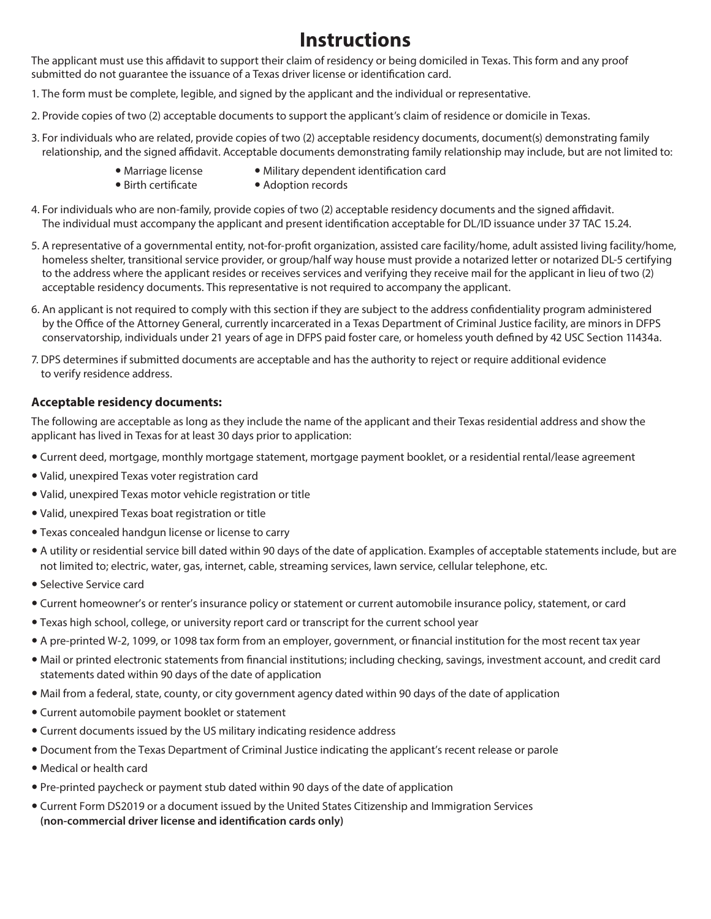# Instructions

The applicant must use this affidavit to support their claim of residency or being domiciled in Texas. This form and any proof submitted do not guarantee the issuance of a Texas driver license or identification card.

1. The form must be complete, legible, and signed by the applicant and the individual or representative.
2. Provide copies of two (2) acceptable documents to support the applicant's claim of residence or domicile in Texas.
3. For individuals who are related, provide copies of two (2) acceptable residency documents, document(s) demonstrating family relationship, and the signed affidavit. Acceptable documents demonstrating family relationship may include, but are not limited to:
   - Marriage license
   - Military dependent identification card
   - Birth certificate
   - Adoption records
4. For individuals who are non-family, provide copies of two (2) acceptable residency documents and the signed affidavit. The individual must accompany the applicant and present identification acceptable for DL/ID issuance under 37 TAC 15.24.
5. A representative of a governmental entity, not-for-profit organization, assisted care facility/home, adult assisted living facility/home, homeless shelter, transitional service provider, or group/half way house must provide a notarized letter or notarized DL-5 certifying to the address where the applicant resides or receives services and verifying they receive mail for the applicant in lieu of two (2) acceptable residency documents. This representative is not required to accompany the applicant.
6. An applicant is not required to comply with this section if they are subject to the address confidentiality program administered by the Office of the Attorney General, currently incarcerated in a Texas Department of Criminal Justice facility, are minors in DFPS conservatorship, individuals under 21 years of age in DFPS paid foster care, or homeless youth defined by 42 USC Section 11434a.
7. DPS determines if submitted documents are acceptable and has the authority to reject or require additional evidence to verify residence address.

### Acceptable residency documents:

The following are acceptable as long as they include the name of the applicant and their Texas residential address and show the applicant has lived in Texas for at least 30 days prior to application:

- Current deed, mortgage, monthly mortgage statement, mortgage payment booklet, or a residential rental/lease agreement
- Valid, unexpired Texas voter registration card
- Valid, unexpired Texas motor vehicle registration or title
- Valid, unexpired Texas boat registration or title
- Texas concealed handgun license or license to carry
- A utility or residential service bill dated within 90 days of the date of application. Examples of acceptable statements include, but are not limited to; electric, water, gas, internet, cable, streaming services, lawn service, cellular telephone, etc.
- Selective Service card
- Current homeowner's or renter's insurance policy or statement or current automobile insurance policy, statement, or card
- Texas high school, college, or university report card or transcript for the current school year
- A pre-printed W-2, 1099, or 1098 tax form from an employer, government, or financial institution for the most recent tax year
- Mail or printed electronic statements from financial institutions; including checking, savings, investment account, and credit card statements dated within 90 days of the date of application
- Mail from a federal, state, county, or city government agency dated within 90 days of the date of application
- Current automobile payment booklet or statement
- Current documents issued by the US military indicating residence address
- Document from the Texas Department of Criminal Justice indicating the applicant's recent release or parole
- Medical or health card
- Pre-printed paycheck or payment stub dated within 90 days of the date of application
- Current Form DS2019 or a document issued by the United States Citizenship and Immigration Services **(non-commercial driver license and identification cards only)**